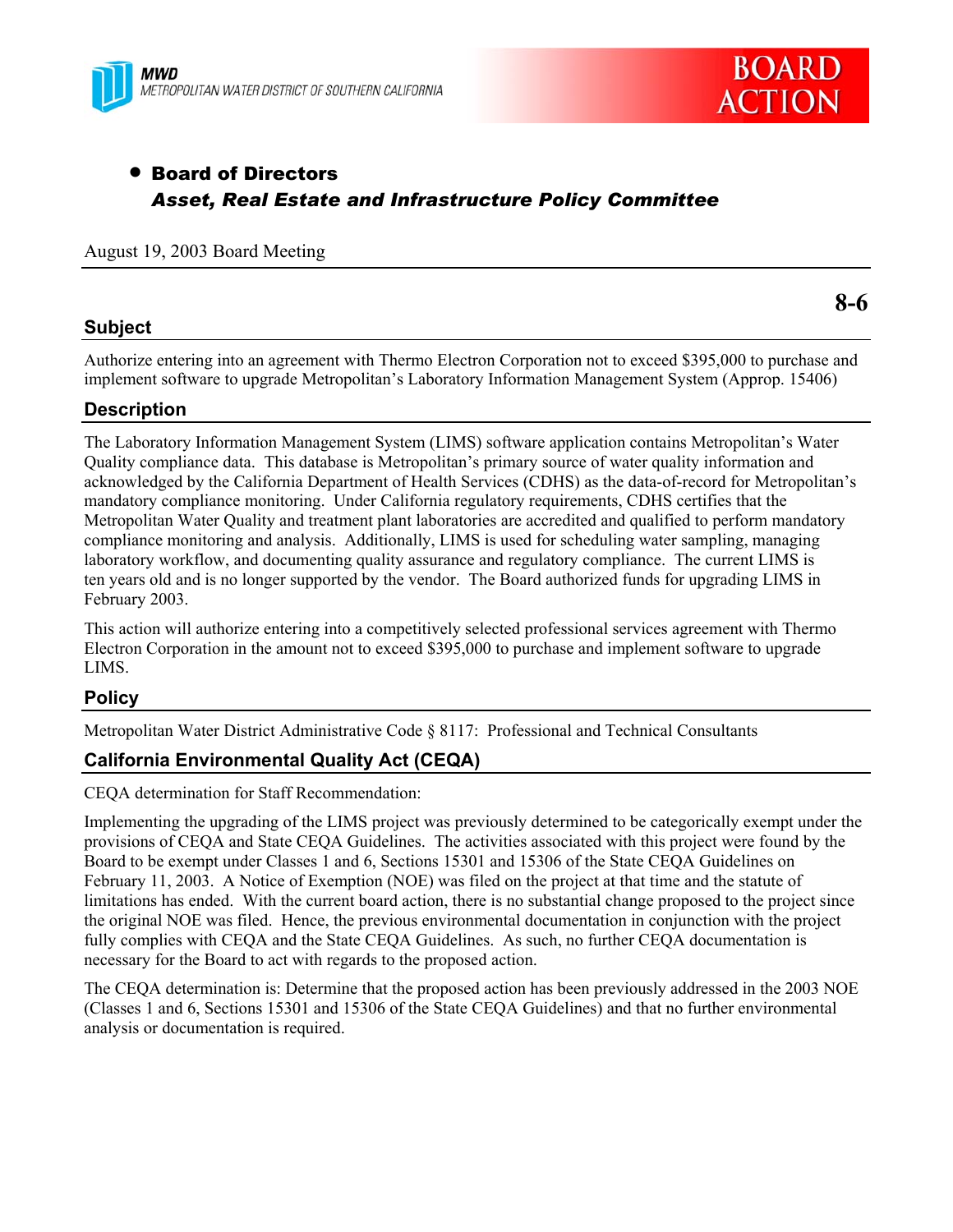MWD
METROPOLITAN WATER DISTRICT OF SOUTHERN CALIFORNIA

**BOARD ACTION**

- **Board of Directors**
  ***Asset, Real Estate and Infrastructure Policy Committee***

August 19, 2003 Board Meeting

**8-6**

## Subject

Authorize entering into an agreement with Thermo Electron Corporation not to exceed $395,000 to purchase and implement software to upgrade Metropolitan's Laboratory Information Management System (Approp. 15406)

## Description

The Laboratory Information Management System (LIMS) software application contains Metropolitan's Water Quality compliance data. This database is Metropolitan's primary source of water quality information and acknowledged by the California Department of Health Services (CDHS) as the data-of-record for Metropolitan's mandatory compliance monitoring. Under California regulatory requirements, CDHS certifies that the Metropolitan Water Quality and treatment plant laboratories are accredited and qualified to perform mandatory compliance monitoring and analysis. Additionally, LIMS is used for scheduling water sampling, managing laboratory workflow, and documenting quality assurance and regulatory compliance. The current LIMS is ten years old and is no longer supported by the vendor. The Board authorized funds for upgrading LIMS in February 2003.

This action will authorize entering into a competitively selected professional services agreement with Thermo Electron Corporation in the amount not to exceed $395,000 to purchase and implement software to upgrade LIMS.

## Policy

Metropolitan Water District Administrative Code § 8117: Professional and Technical Consultants

## California Environmental Quality Act (CEQA)

CEQA determination for Staff Recommendation:

Implementing the upgrading of the LIMS project was previously determined to be categorically exempt under the provisions of CEQA and State CEQA Guidelines. The activities associated with this project were found by the Board to be exempt under Classes 1 and 6, Sections 15301 and 15306 of the State CEQA Guidelines on February 11, 2003. A Notice of Exemption (NOE) was filed on the project at that time and the statute of limitations has ended. With the current board action, there is no substantial change proposed to the project since the original NOE was filed. Hence, the previous environmental documentation in conjunction with the project fully complies with CEQA and the State CEQA Guidelines. As such, no further CEQA documentation is necessary for the Board to act with regards to the proposed action.

The CEQA determination is: Determine that the proposed action has been previously addressed in the 2003 NOE (Classes 1 and 6, Sections 15301 and 15306 of the State CEQA Guidelines) and that no further environmental analysis or documentation is required.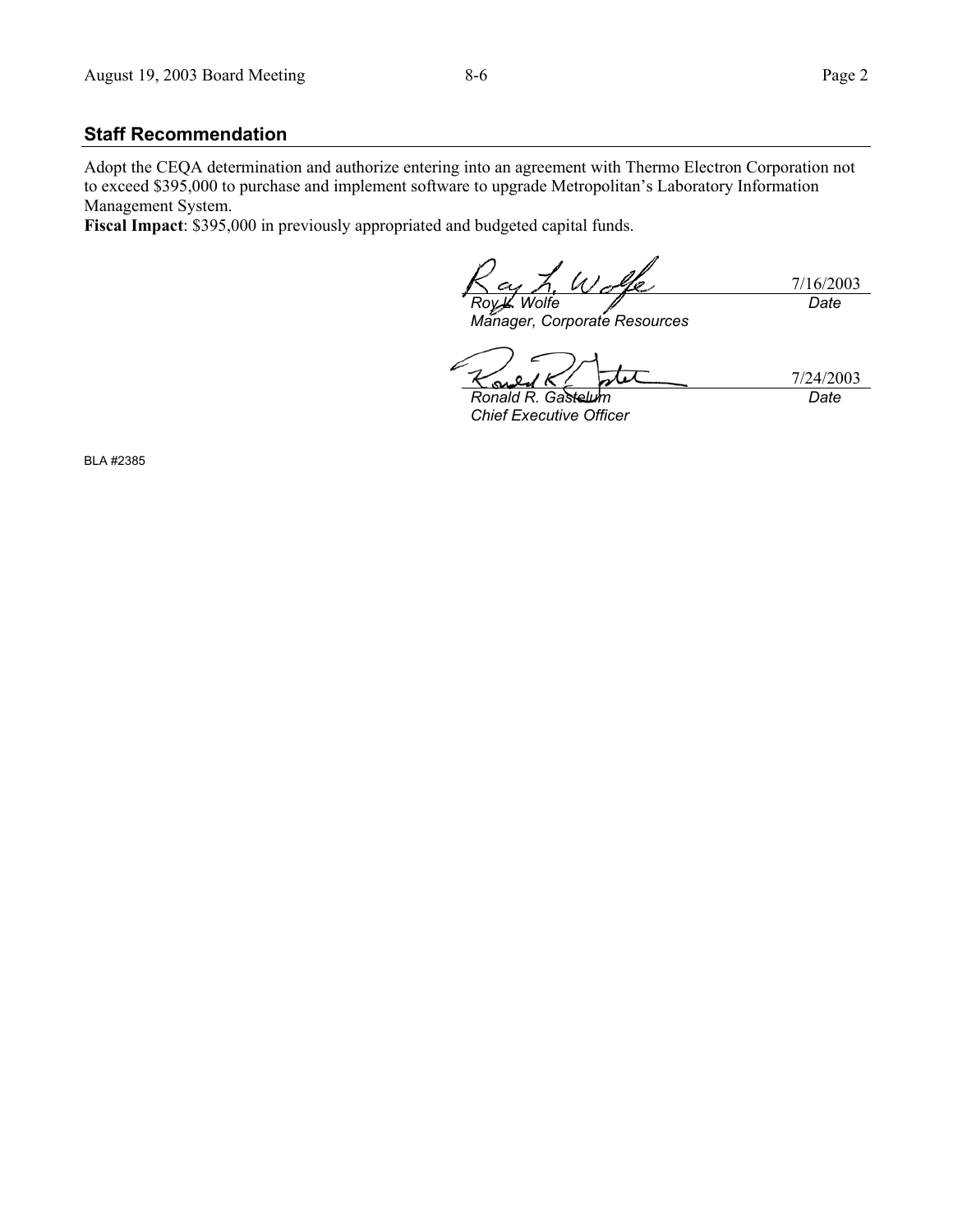## Staff Recommendation

Adopt the CEQA determination and authorize entering into an agreement with Thermo Electron Corporation not to exceed $395,000 to purchase and implement software to upgrade Metropolitan's Laboratory Information Management System.

**Fiscal Impact**: $395,000 in previously appropriated and budgeted capital funds.

| | |
|---|---|
| 7/16/2003 | |
| *Roy L. Wolfe* | *Date* |
| *Manager, Corporate Resources* | |

| | |
|---|---|
| 7/24/2003 | |
| *Ronald R. Gastelum* | *Date* |
| *Chief Executive Officer* | |

BLA #2385